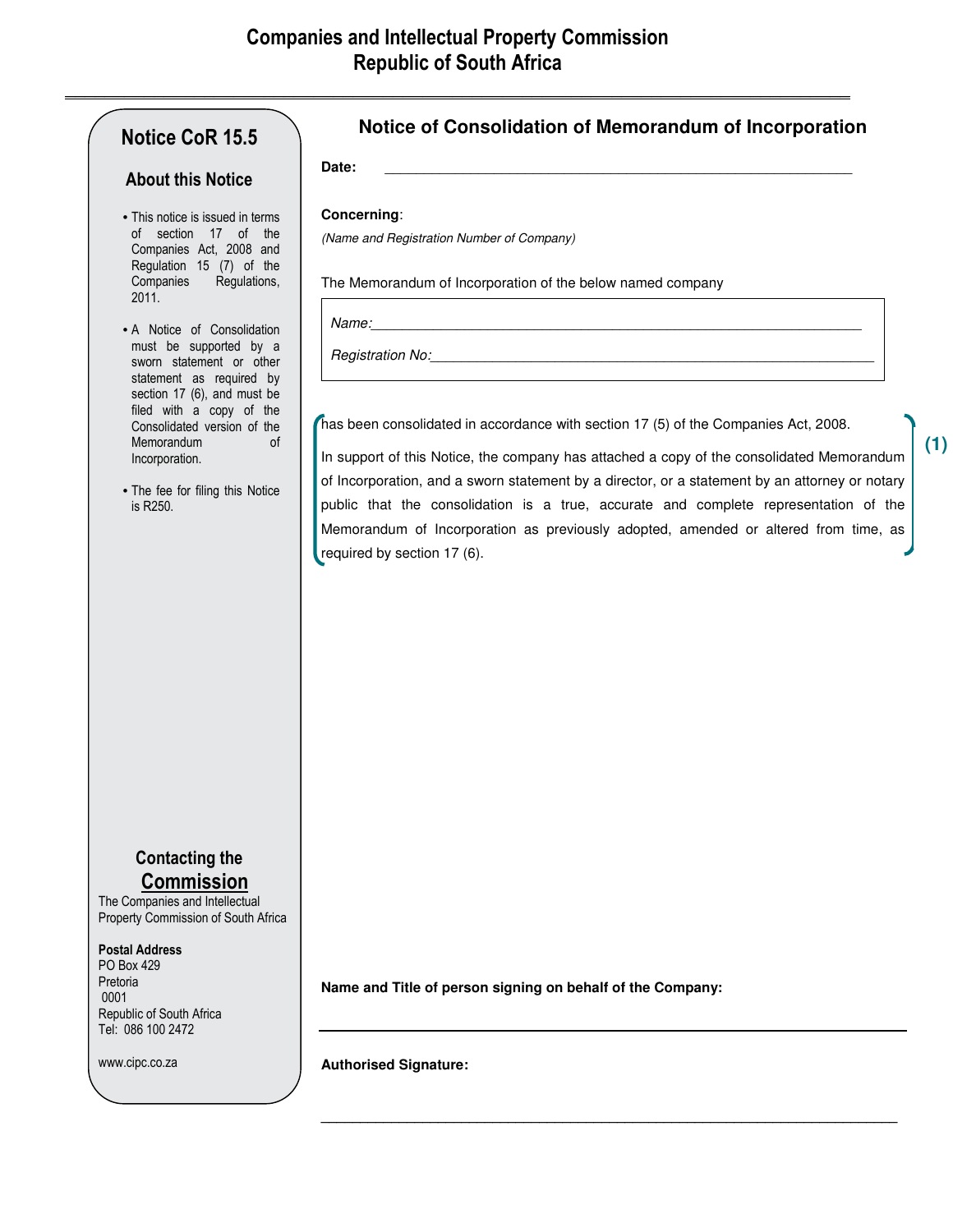# Companies and Intellectual Property Commission
# Republic of South Africa

## Notice CoR 15.5

### About this Notice

- This notice is issued in terms of section 17 of the Companies Act, 2008 and Regulation 15 (7) of the Companies Regulations, 2011.
- A Notice of Consolidation must be supported by a sworn statement or other statement as required by section 17 (6), and must be filed with a copy of the Consolidated version of the Memorandum of Incorporation.
- The fee for filing this Notice is R250.

## Notice of Consolidation of Memorandum of Incorporation

**Date:** ____________________________________________________________

**Concerning**:

*(Name and Registration Number of Company)*

The Memorandum of Incorporation of the below named company

*Name:*______________________________________________________________

*Registration No:*______________________________________________________

has been consolidated in accordance with section 17 (5) of the Companies Act, 2008.

In support of this Notice, the company has attached a copy of the consolidated Memorandum of Incorporation, and a sworn statement by a director, or a statement by an attorney or notary public that the consolidation is a true, accurate and complete representation of the Memorandum of Incorporation as previously adopted, amended or altered from time, as required by section 17 (6). **(1)**

**Name and Title of person signing on behalf of the Company:**

______________________________________________________________________

**Authorised Signature:**

______________________________________________________________________

### Contacting the Commission

The Companies and Intellectual Property Commission of South Africa

**Postal Address**
PO Box 429
Pretoria
0001
Republic of South Africa
Tel: 086 100 2472

www.cipc.co.za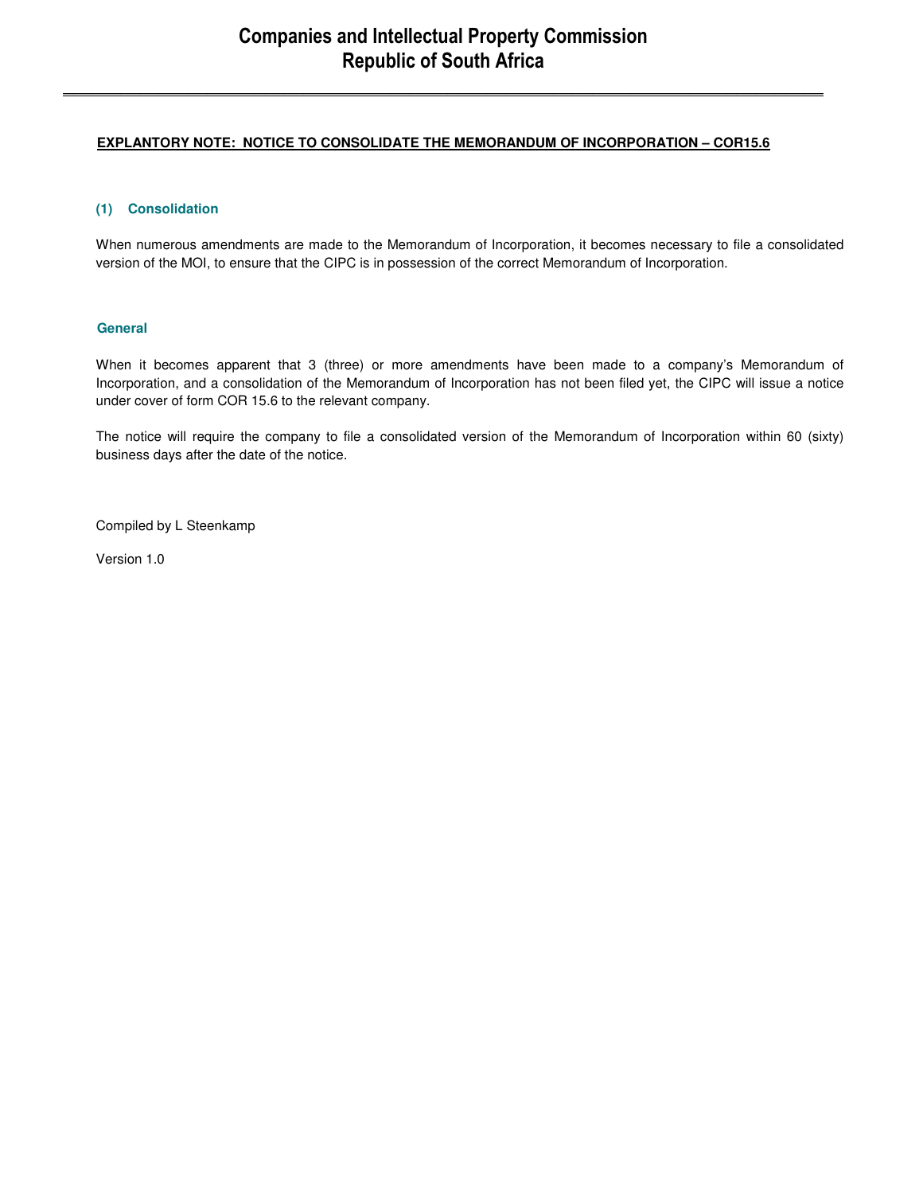# Companies and Intellectual Property Commission
# Republic of South Africa

**EXPLANTORY NOTE: NOTICE TO CONSOLIDATE THE MEMORANDUM OF INCORPORATION – COR15.6**

## (1) Consolidation

When numerous amendments are made to the Memorandum of Incorporation, it becomes necessary to file a consolidated version of the MOI, to ensure that the CIPC is in possession of the correct Memorandum of Incorporation.

### General

When it becomes apparent that 3 (three) or more amendments have been made to a company's Memorandum of Incorporation, and a consolidation of the Memorandum of Incorporation has not been filed yet, the CIPC will issue a notice under cover of form COR 15.6 to the relevant company.

The notice will require the company to file a consolidated version of the Memorandum of Incorporation within 60 (sixty) business days after the date of the notice.

Compiled by L Steenkamp

Version 1.0